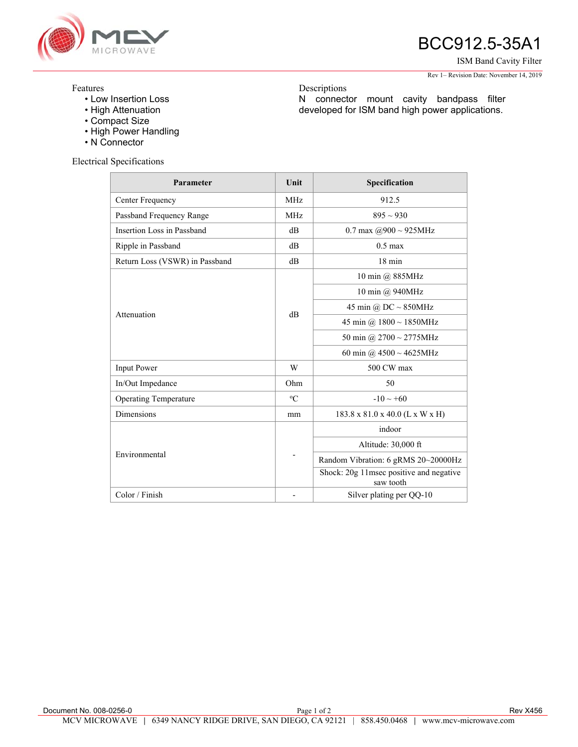# BCC912.5-35A1

ISM Band Cavity Filter

Rev 1– Revision Date: November 14, 2019

## Features

- Low Insertion Loss
- High Attenuation
- Compact Size
- High Power Handling
- N Connector

## Descriptions

N connector mount cavity bandpass filter developed for ISM band high power applications.

## Electrical Specifications

| Parameter | Unit | Specification |
|---|---|---|
| Center Frequency | MHz | 912.5 |
| Passband Frequency Range | MHz | 895 ~ 930 |
| Insertion Loss in Passband | dB | 0.7 max @900 ~ 925MHz |
| Ripple in Passband | dB | 0.5 max |
| Return Loss (VSWR) in Passband | dB | 18 min |
| Attenuation | dB | 10 min @ 885MHz |
| | | 10 min @ 940MHz |
| | | 45 min @ DC ~ 850MHz |
| | | 45 min @ 1800 ~ 1850MHz |
| | | 50 min @ 2700 ~ 2775MHz |
| | | 60 min @ 4500 ~ 4625MHz |
| Input Power | W | 500 CW max |
| In/Out Impedance | Ohm | 50 |
| Operating Temperature | ºC | -10 ~ +60 |
| Dimensions | mm | 183.8 x 81.0 x 40.0 (L x W x H) |
| Environmental | - | indoor |
| | | Altitude: 30,000 ft |
| | | Random Vibration: 6 gRMS 20~20000Hz |
| | | Shock: 20g 11msec positive and negative saw tooth |
| Color / Finish | - | Silver plating per QQ-10 |

Document No. 008-0256-0 | Rev X456

MCV MICROWAVE | 6349 NANCY RIDGE DRIVE, SAN DIEGO, CA 92121 | 858.450.0468 | www.mcv-microwave.com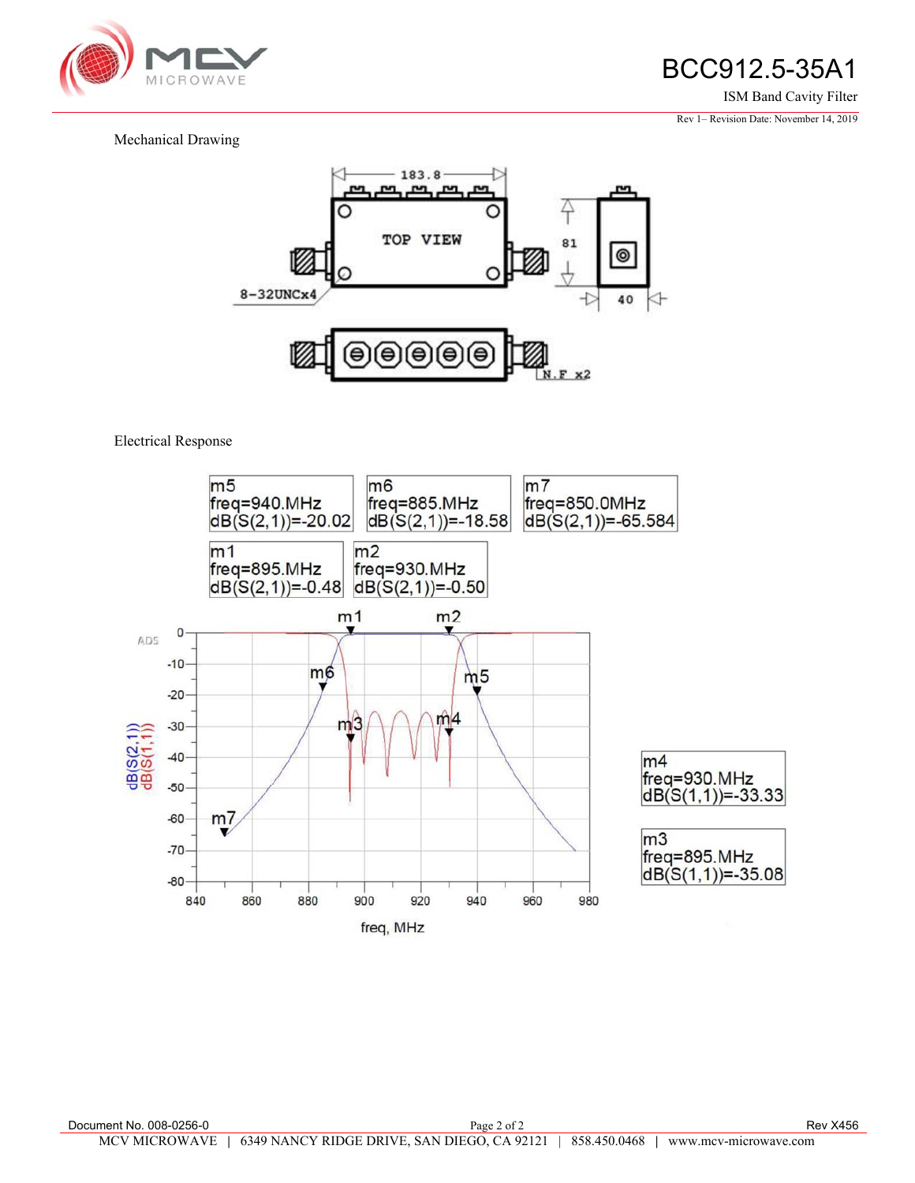Mechanical Drawing

183.8

TOP VIEW

81

40

8-32UNCx4

N.F x2

Electrical Response

m5
freq=940.MHz
dB(S(2,1))=-20.02

m6
freq=885.MHz
dB(S(2,1))=-18.58

m7
freq=850.0MHz
dB(S(2,1))=-65.584

m1
freq=895.MHz
dB(S(2,1))=-0.48

m2
freq=930.MHz
dB(S(2,1))=-0.50

m4
freq=930.MHz
dB(S(1,1))=-33.33

m3
freq=895.MHz
dB(S(1,1))=-35.08

ADS

dB(S(2,1))
dB(S(1,1))

0
-10
-20
-30
-40
-50
-60
-70
-80

840 860 880 900 920 940 960 980

freq, MHz

Document No. 008-0256-0

Rev X456

MCV MICROWAVE | 6349 NANCY RIDGE DRIVE, SAN DIEGO, CA 92121 | 858.450.0468 | www.mcv-microwave.com